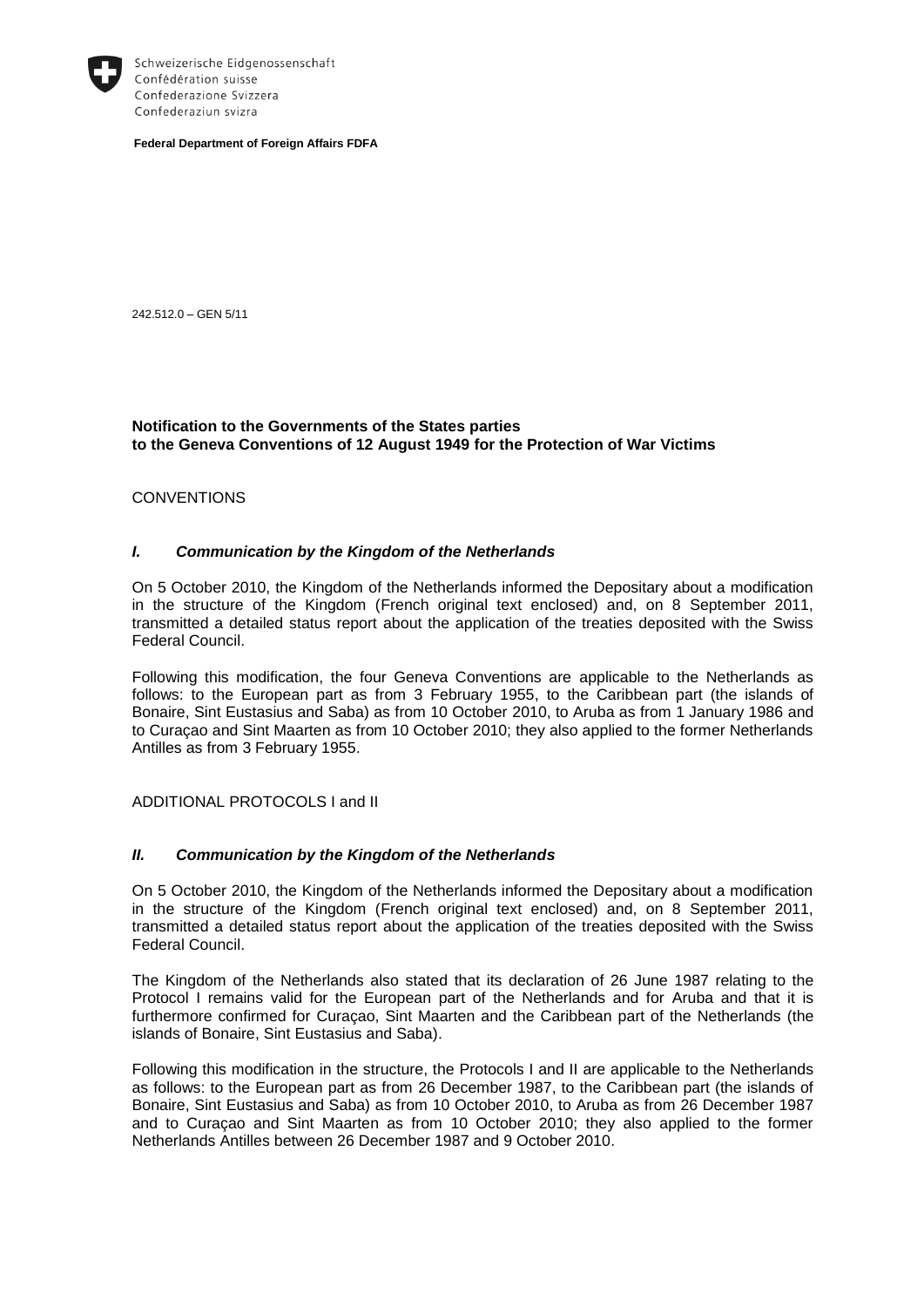Schweizerische Eidgenossenschaft
Confédération suisse
Confederazione Svizzera
Confederaziun svizra

**Federal Department of Foreign Affairs FDFA**

242.512.0 – GEN 5/11

**Notification to the Governments of the States parties to the Geneva Conventions of 12 August 1949 for the Protection of War Victims**

CONVENTIONS

### ***I. Communication by the Kingdom of the Netherlands***

On 5 October 2010, the Kingdom of the Netherlands informed the Depositary about a modification in the structure of the Kingdom (French original text enclosed) and, on 8 September 2011, transmitted a detailed status report about the application of the treaties deposited with the Swiss Federal Council.

Following this modification, the four Geneva Conventions are applicable to the Netherlands as follows: to the European part as from 3 February 1955, to the Caribbean part (the islands of Bonaire, Sint Eustasius and Saba) as from 10 October 2010, to Aruba as from 1 January 1986 and to Curaçao and Sint Maarten as from 10 October 2010; they also applied to the former Netherlands Antilles as from 3 February 1955.

ADDITIONAL PROTOCOLS I and II

### ***II. Communication by the Kingdom of the Netherlands***

On 5 October 2010, the Kingdom of the Netherlands informed the Depositary about a modification in the structure of the Kingdom (French original text enclosed) and, on 8 September 2011, transmitted a detailed status report about the application of the treaties deposited with the Swiss Federal Council.

The Kingdom of the Netherlands also stated that its declaration of 26 June 1987 relating to the Protocol I remains valid for the European part of the Netherlands and for Aruba and that it is furthermore confirmed for Curaçao, Sint Maarten and the Caribbean part of the Netherlands (the islands of Bonaire, Sint Eustasius and Saba).

Following this modification in the structure, the Protocols I and II are applicable to the Netherlands as follows: to the European part as from 26 December 1987, to the Caribbean part (the islands of Bonaire, Sint Eustasius and Saba) as from 10 October 2010, to Aruba as from 26 December 1987 and to Curaçao and Sint Maarten as from 10 October 2010; they also applied to the former Netherlands Antilles between 26 December 1987 and 9 October 2010.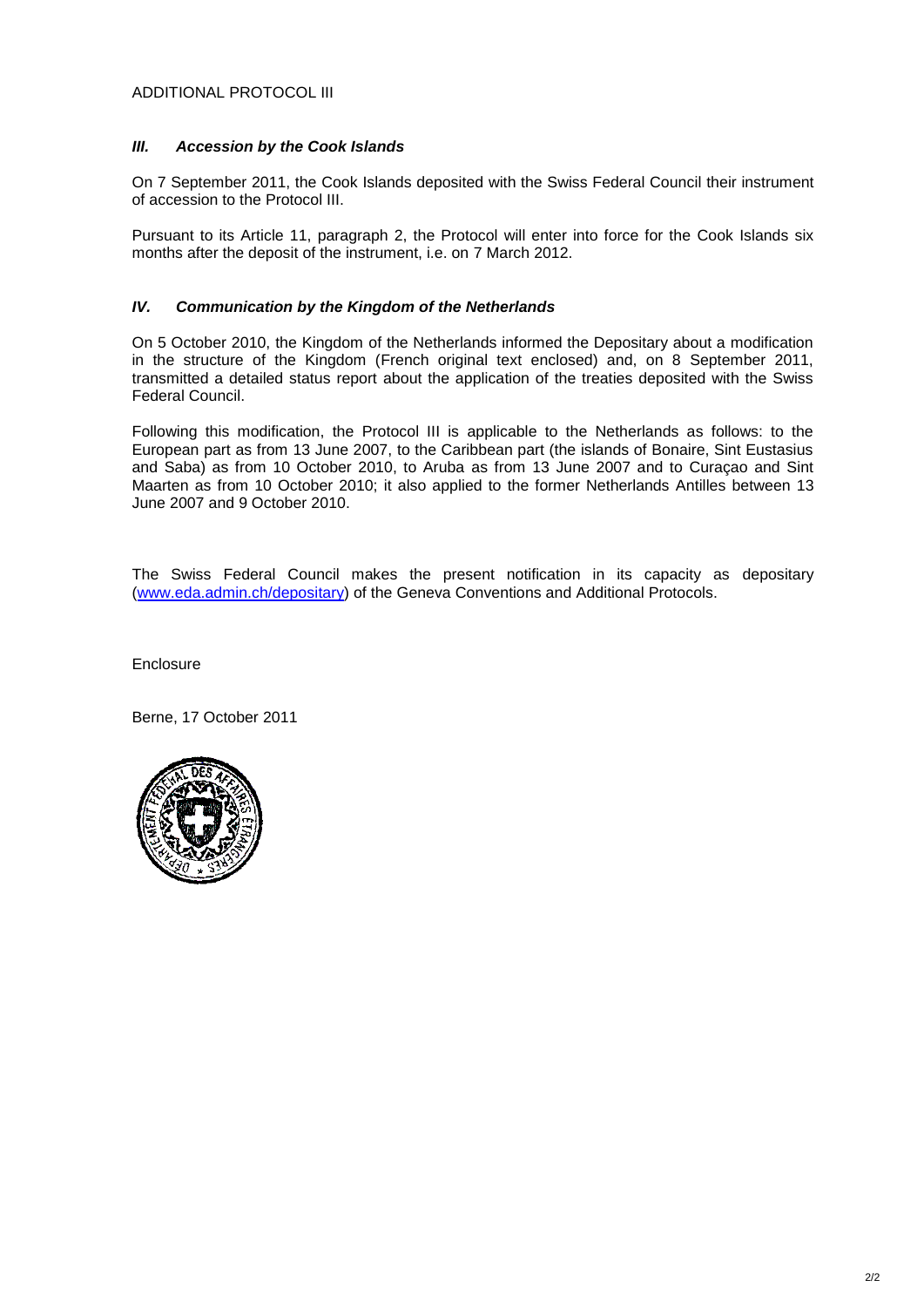ADDITIONAL PROTOCOL III

### *III. Accession by the Cook Islands*

On 7 September 2011, the Cook Islands deposited with the Swiss Federal Council their instrument of accession to the Protocol III.

Pursuant to its Article 11, paragraph 2, the Protocol will enter into force for the Cook Islands six months after the deposit of the instrument, i.e. on 7 March 2012.

### *IV. Communication by the Kingdom of the Netherlands*

On 5 October 2010, the Kingdom of the Netherlands informed the Depositary about a modification in the structure of the Kingdom (French original text enclosed) and, on 8 September 2011, transmitted a detailed status report about the application of the treaties deposited with the Swiss Federal Council.

Following this modification, the Protocol III is applicable to the Netherlands as follows: to the European part as from 13 June 2007, to the Caribbean part (the islands of Bonaire, Sint Eustasius and Saba) as from 10 October 2010, to Aruba as from 13 June 2007 and to Curaçao and Sint Maarten as from 10 October 2010; it also applied to the former Netherlands Antilles between 13 June 2007 and 9 October 2010.

The Swiss Federal Council makes the present notification in its capacity as depositary (www.eda.admin.ch/depositary) of the Geneva Conventions and Additional Protocols.

Enclosure

Berne, 17 October 2011